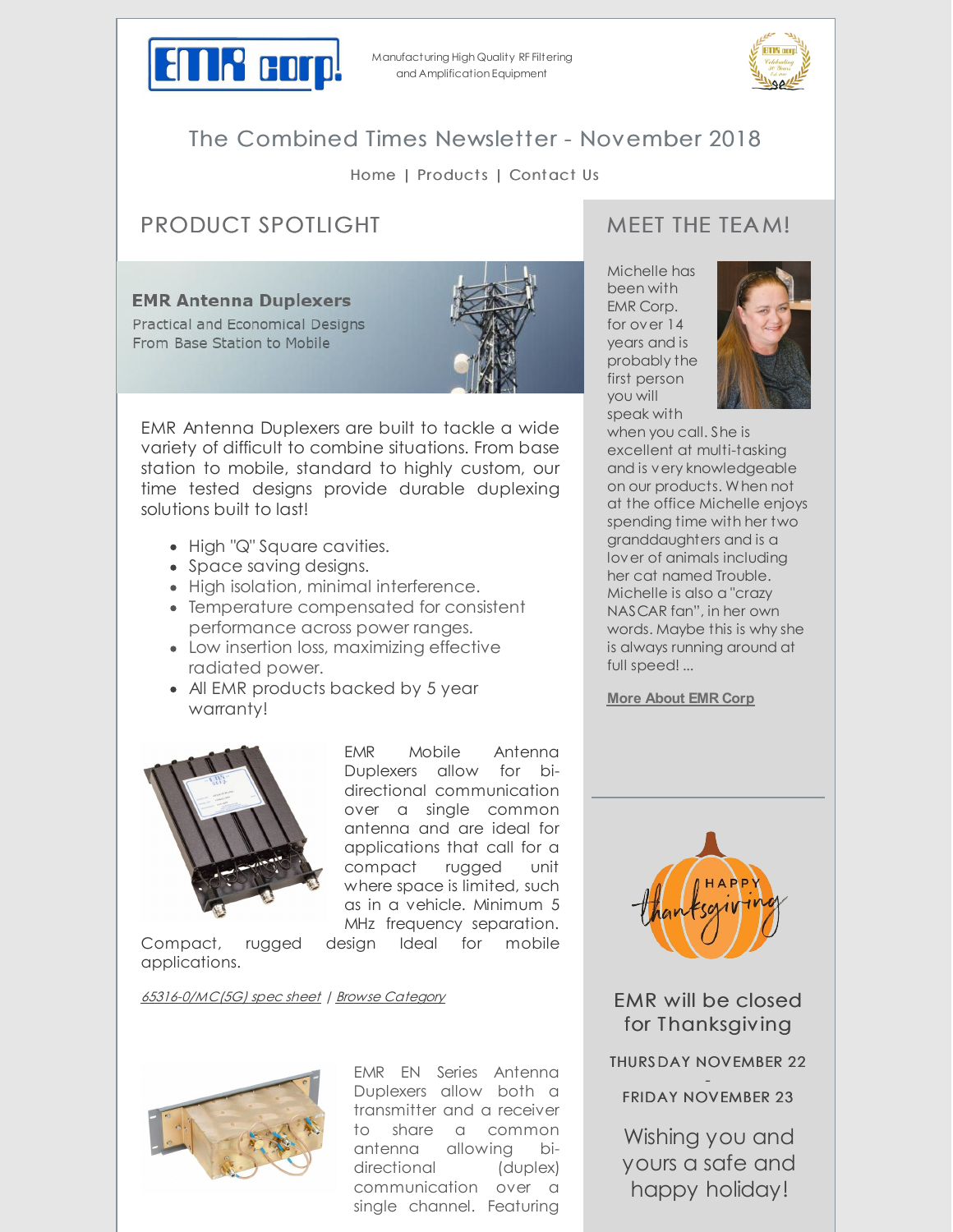Manufacturing High Quality RF Filtering and Amplification Equipment

# The Combined Times Newsletter - November 2018

Home | Products | Contact Us

## PRODUCT SPOTLIGHT

**EMR Antenna Duplexers**

Practical and Economical Designs
From Base Station to Mobile

EMR Antenna Duplexers are built to tackle a wide variety of difficult to combine situations. From base station to mobile, standard to highly custom, our time tested designs provide durable duplexing solutions built to last!

- High "Q" Square cavities.
- Space saving designs.
- High isolation, minimal interference.
- Temperature compensated for consistent performance across power ranges.
- Low insertion loss, maximizing effective radiated power.
- All EMR products backed by 5 year warranty!

EMR Mobile Antenna Duplexers allow for bi-directional communication over a single common antenna and are ideal for applications that call for a compact rugged unit where space is limited, such as in a vehicle. Minimum 5 MHz frequency separation. Compact, rugged design Ideal for mobile applications.

*65316-0/MC(5G) spec sheet* | *Browse Category*

EMR EN Series Antenna Duplexers allow both a transmitter and a receiver to share a common antenna allowing bi-directional (duplex) communication over a single channel. Featuring

## MEET THE TEAM!

Michelle has been with EMR Corp. for over 14 years and is probably the first person you will speak with when you call. She is excellent at multi-tasking and is very knowledgeable on our products. When not at the office Michelle enjoys spending time with her two granddaughters and is a lover of animals including her cat named Trouble. Michelle is also a "crazy NASCAR fan", in her own words. Maybe this is why she is always running around at full speed! ...

**More About EMR Corp**

HAPPY thanksgiving

EMR will be closed for Thanksgiving

**THURSDAY NOVEMBER 22**
**-**
**FRIDAY NOVEMBER 23**

Wishing you and yours a safe and happy holiday!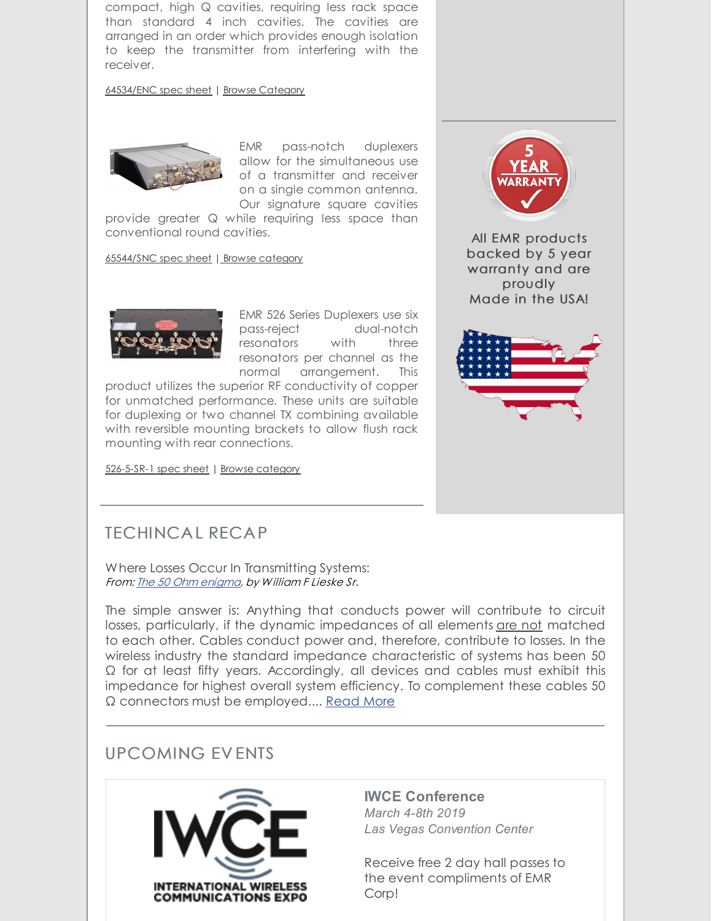compact, high Q cavities, requiring less rack space than standard 4 inch cavities. The cavities are arranged in an order which provides enough isolation to keep the transmitter from interfering with the receiver.

64534/ENC spec sheet | Browse Category

EMR pass-notch duplexers allow for the simultaneous use of a transmitter and receiver on a single common antenna. Our signature square cavities provide greater Q while requiring less space than conventional round cavities.

65544/SNC spec sheet | Browse category

EMR 526 Series Duplexers use six pass-reject dual-notch resonators with three resonators per channel as the normal arrangement. This product utilizes the superior RF conductivity of copper for unmatched performance. These units are suitable for duplexing or two channel TX combining available with reversible mounting brackets to allow flush rack mounting with rear connections.

526-5-SR-1 spec sheet | Browse category

5 YEAR WARRANTY

All EMR products backed by 5 year warranty and are proudly Made in the USA!

## TECHINCAL RECAP

Where Losses Occur In Transmitting Systems:
*From: The 50 Ohm enigma, by William F Lieske Sr.*

The simple answer is: Anything that conducts power will contribute to circuit losses, particularly, if the dynamic impedances of all elements are not matched to each other. Cables conduct power and, therefore, contribute to losses. In the wireless industry the standard impedance characteristic of systems has been 50 Ω for at least fifty years. Accordingly, all devices and cables must exhibit this impedance for highest overall system efficiency. To complement these cables 50 Ω connectors must be employed.... Read More

## UPCOMING EVENTS

IWCE
INTERNATIONAL WIRELESS COMMUNICATIONS EXPO

**IWCE Conference**
*March 4-8th 2019*
*Las Vegas Convention Center*

Receive free 2 day hall passes to the event compliments of EMR Corp!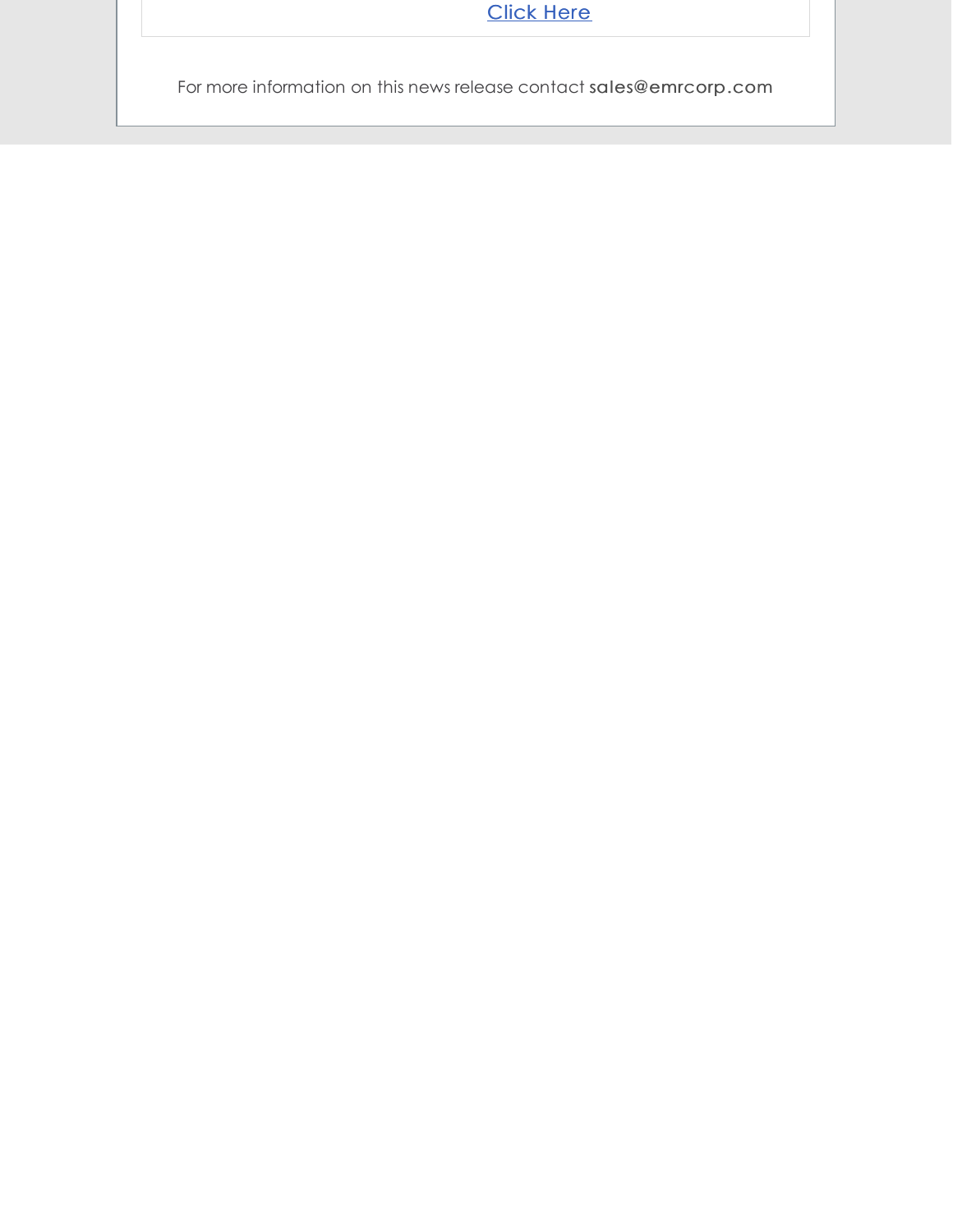Click Here

For more information on this news release contact sales@emrcorp.com